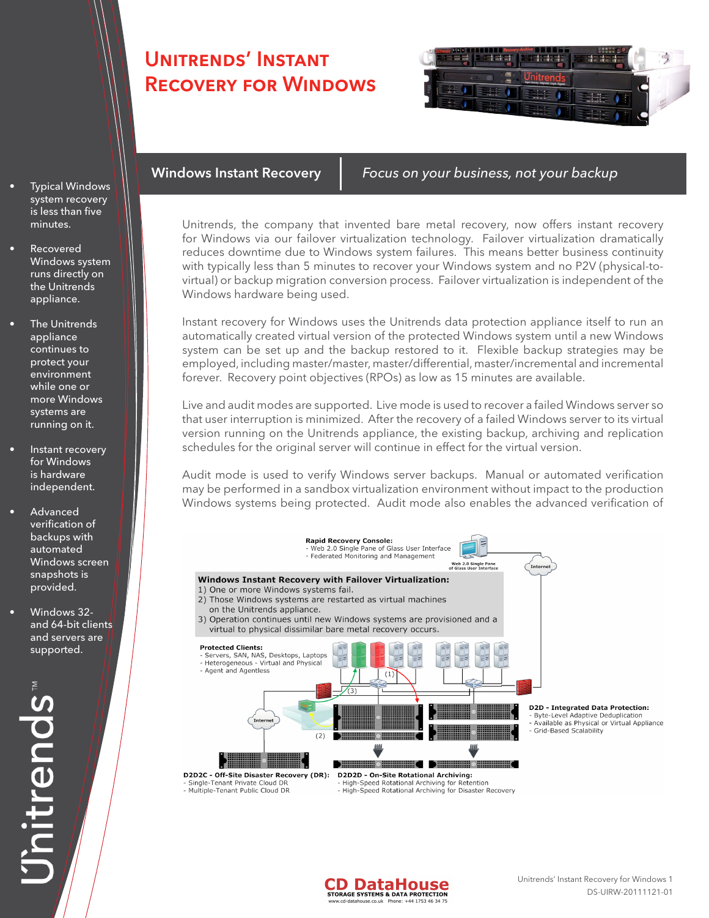# Unitrends' Instant Recovery for Windows

- Typical Windows system recovery is less than five minutes.
- Recovered Windows system runs directly on the Unitrends appliance.
- The Unitrends appliance continues to protect your environment while one or more Windows systems are running on it.
- Instant recovery for Windows is hardware independent.
- Advanced verification of backups with automated Windows screen snapshots is provided.
- Windows 32- and 64-bit clients and servers are supported.

## Windows Instant Recovery | *Focus on your business, not your backup*

Unitrends, the company that invented bare metal recovery, now offers instant recovery for Windows via our failover virtualization technology. Failover virtualization dramatically reduces downtime due to Windows system failures. This means better business continuity with typically less than 5 minutes to recover your Windows system and no P2V (physical-to-virtual) or backup migration conversion process. Failover virtualization is independent of the Windows hardware being used.

Instant recovery for Windows uses the Unitrends data protection appliance itself to run an automatically created virtual version of the protected Windows system until a new Windows system can be set up and the backup restored to it. Flexible backup strategies may be employed, including master/master, master/differential, master/incremental and incremental forever. Recovery point objectives (RPOs) as low as 15 minutes are available.

Live and audit modes are supported. Live mode is used to recover a failed Windows server so that user interruption is minimized. After the recovery of a failed Windows server to its virtual version running on the Unitrends appliance, the existing backup, archiving and replication schedules for the original server will continue in effect for the virtual version.

Audit mode is used to verify Windows server backups. Manual or automated verification may be performed in a sandbox virtualization environment without impact to the production Windows systems being protected. Audit mode also enables the advanced verification of

**Rapid Recovery Console:**
- Web 2.0 Single Pane of Glass User Interface
- Federated Monitoring and Management

Web 2.0 Single Pane of Glass User Interface

Internet

**Windows Instant Recovery with Failover Virtualization:**
1) One or more Windows systems fail.
2) Those Windows systems are restarted as virtual machines on the Unitrends appliance.
3) Operation continues until new Windows systems are provisioned and a virtual to physical dissimilar bare metal recovery occurs.

**Protected Clients:**
- Servers, SAN, NAS, Desktops, Laptops
- Heterogeneous - Virtual and Physical
- Agent and Agentless

(1) (2) (3)

Internet

**D2D - Integrated Data Protection:**
- Byte-Level Adaptive Deduplication
- Available as Physical or Virtual Appliance
- Grid-Based Scalability

**D2D2C - Off-Site Disaster Recovery (DR):**
- Single-Tenant Private Cloud DR
- Multiple-Tenant Public Cloud DR

**D2D2D - On-Site Rotational Archiving:**
- High-Speed Rotational Archiving for Retention
- High-Speed Rotational Archiving for Disaster Recovery

**CD DataHouse**
STORAGE SYSTEMS & DATA PROTECTION
www.cd-datahouse.co.uk Phone: +44 1753 46 34 75

DS-UIRW-20111121-01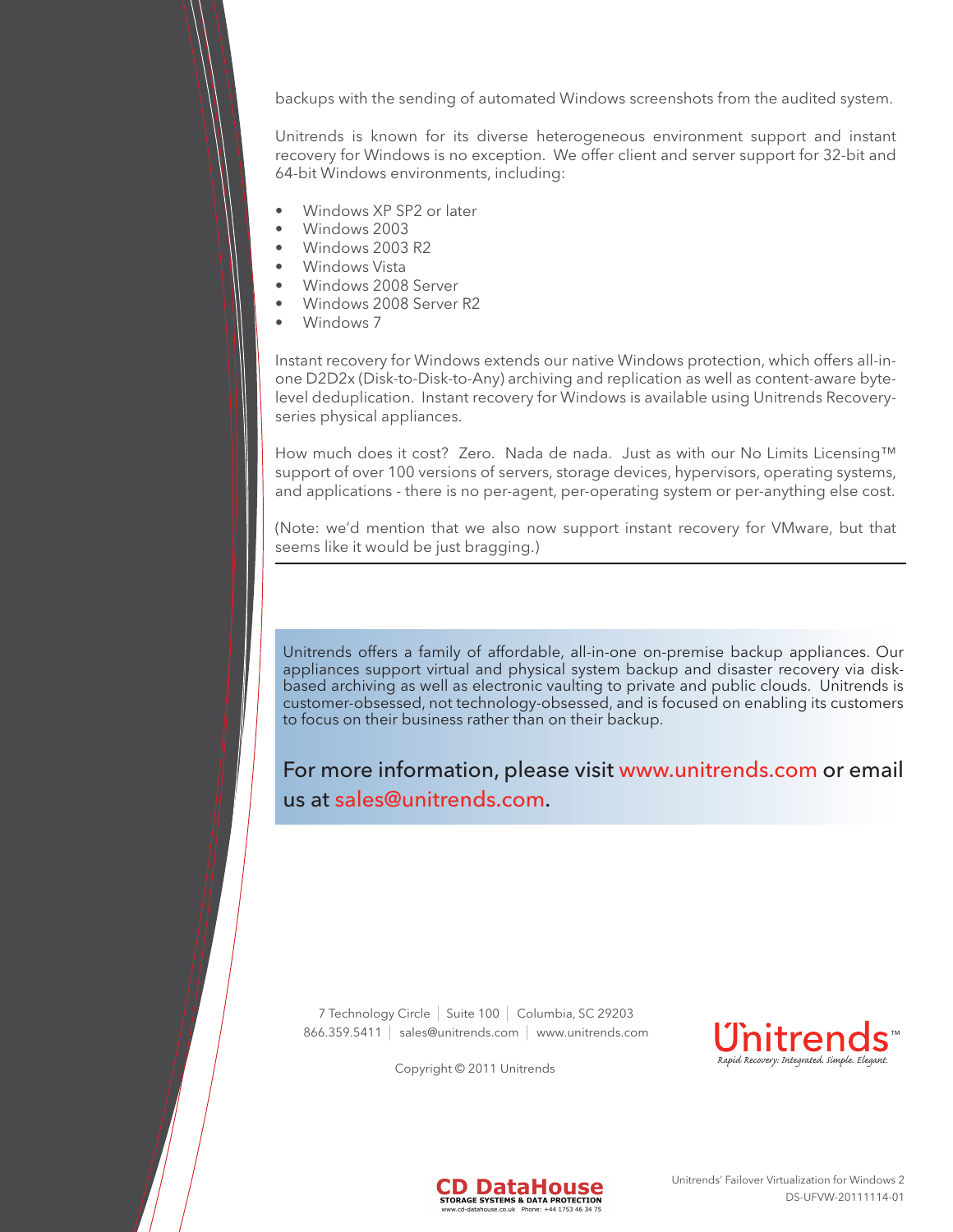backups with the sending of automated Windows screenshots from the audited system.

Unitrends is known for its diverse heterogeneous environment support and instant recovery for Windows is no exception. We offer client and server support for 32-bit and 64-bit Windows environments, including:

- Windows XP SP2 or later
- Windows 2003
- Windows 2003 R2
- Windows Vista
- Windows 2008 Server
- Windows 2008 Server R2
- Windows 7

Instant recovery for Windows extends our native Windows protection, which offers all-in-one D2D2x (Disk-to-Disk-to-Any) archiving and replication as well as content-aware byte-level deduplication. Instant recovery for Windows is available using Unitrends Recovery-series physical appliances.

How much does it cost? Zero. Nada de nada. Just as with our No Limits Licensing™ support of over 100 versions of servers, storage devices, hypervisors, operating systems, and applications - there is no per-agent, per-operating system or per-anything else cost.

(Note: we'd mention that we also now support instant recovery for VMware, but that seems like it would be just bragging.)

---

Unitrends offers a family of affordable, all-in-one on-premise backup appliances. Our appliances support virtual and physical system backup and disaster recovery via disk-based archiving as well as electronic vaulting to private and public clouds. Unitrends is customer-obsessed, not technology-obsessed, and is focused on enabling its customers to focus on their business rather than on their backup.

For more information, please visit www.unitrends.com or email us at sales@unitrends.com.

7 Technology Circle | Suite 100 | Columbia, SC 29203
866.359.5411 | sales@unitrends.com | www.unitrends.com

Copyright © 2011 Unitrends

Unitrends™
*Rapid Recovery: Integrated. Simple. Elegant.*

CD DataHouse
STORAGE SYSTEMS & DATA PROTECTION
www.cd-datahouse.co.uk Phone: +44 1753 46 34 75

Unitrends' Failover Virtualization for Windows 2
DS-UFVW-20111114-01